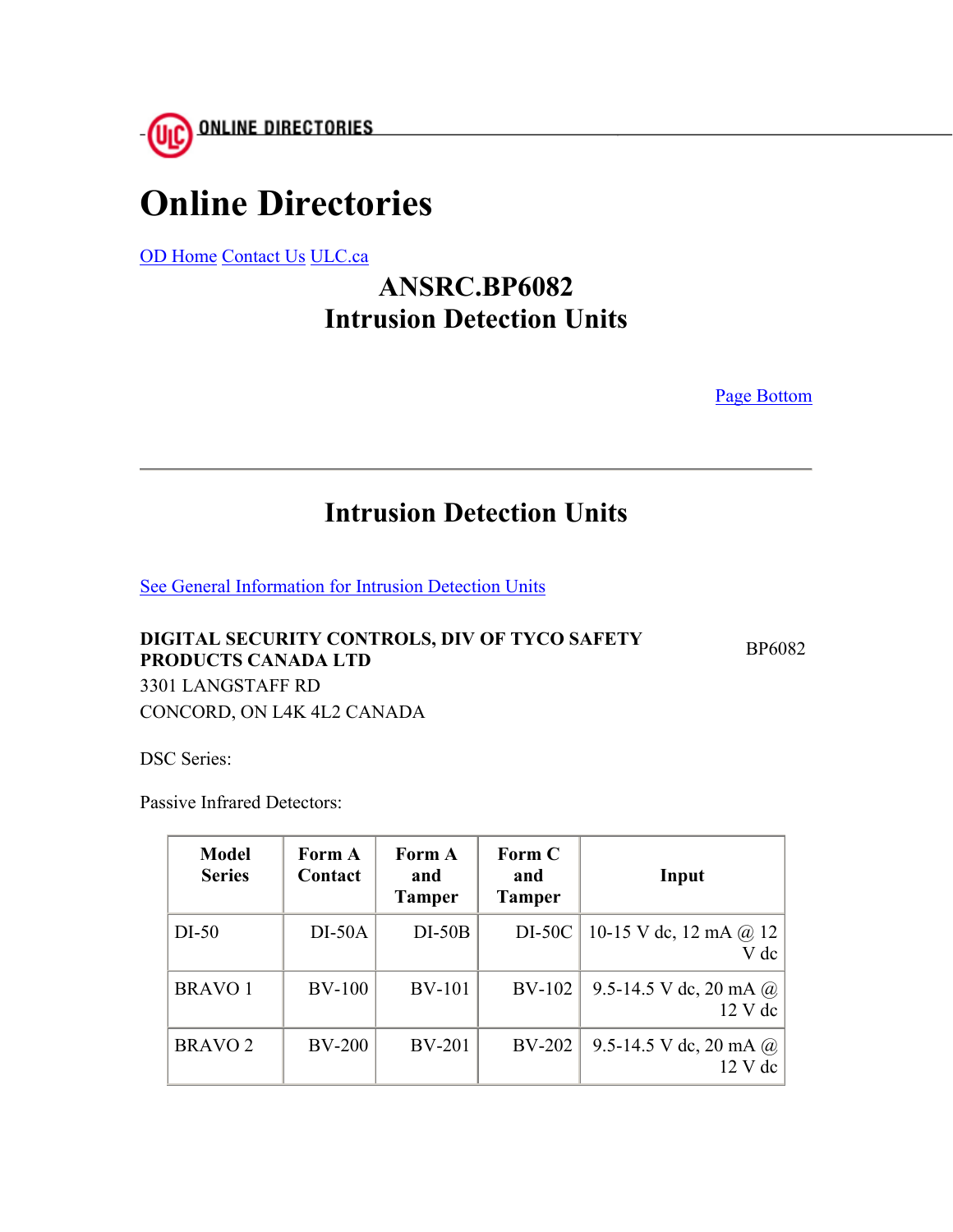ONLINE DIRECTORIES

# Online Directories

OD Home Contact Us ULC.ca

## ANSRC.BP6082
## Intrusion Detection Units

Page Bottom

---

## Intrusion Detection Units

See General Information for Intrusion Detection Units

**DIGITAL SECURITY CONTROLS, DIV OF TYCO SAFETY PRODUCTS CANADA LTD** BP6082
3301 LANGSTAFF RD
CONCORD, ON L4K 4L2 CANADA

DSC Series:

Passive Infrared Detectors:

| Model Series | Form A Contact | Form A and Tamper | Form C and Tamper | Input |
|---|---|---|---|---|
| DI-50 | DI-50A | DI-50B | DI-50C | 10-15 V dc, 12 mA @ 12 V dc |
| BRAVO 1 | BV-100 | BV-101 | BV-102 | 9.5-14.5 V dc, 20 mA @ 12 V dc |
| BRAVO 2 | BV-200 | BV-201 | BV-202 | 9.5-14.5 V dc, 20 mA @ 12 V dc |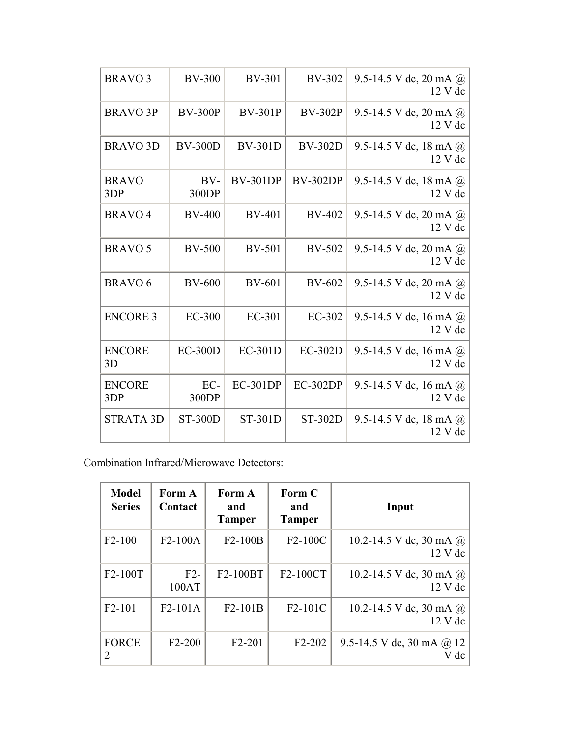| | | | | |
|---|---|---|---|---|
| BRAVO 3 | BV-300 | BV-301 | BV-302 | 9.5-14.5 V dc, 20 mA @ 12 V dc |
| BRAVO 3P | BV-300P | BV-301P | BV-302P | 9.5-14.5 V dc, 20 mA @ 12 V dc |
| BRAVO 3D | BV-300D | BV-301D | BV-302D | 9.5-14.5 V dc, 18 mA @ 12 V dc |
| BRAVO 3DP | BV-300DP | BV-301DP | BV-302DP | 9.5-14.5 V dc, 18 mA @ 12 V dc |
| BRAVO 4 | BV-400 | BV-401 | BV-402 | 9.5-14.5 V dc, 20 mA @ 12 V dc |
| BRAVO 5 | BV-500 | BV-501 | BV-502 | 9.5-14.5 V dc, 20 mA @ 12 V dc |
| BRAVO 6 | BV-600 | BV-601 | BV-602 | 9.5-14.5 V dc, 20 mA @ 12 V dc |
| ENCORE 3 | EC-300 | EC-301 | EC-302 | 9.5-14.5 V dc, 16 mA @ 12 V dc |
| ENCORE 3D | EC-300D | EC-301D | EC-302D | 9.5-14.5 V dc, 16 mA @ 12 V dc |
| ENCORE 3DP | EC-300DP | EC-301DP | EC-302DP | 9.5-14.5 V dc, 16 mA @ 12 V dc |
| STRATA 3D | ST-300D | ST-301D | ST-302D | 9.5-14.5 V dc, 18 mA @ 12 V dc |

Combination Infrared/Microwave Detectors:

| Model Series | Form A Contact | Form A and Tamper | Form C and Tamper | Input |
|---|---|---|---|---|
| F2-100 | F2-100A | F2-100B | F2-100C | 10.2-14.5 V dc, 30 mA @ 12 V dc |
| F2-100T | F2-100AT | F2-100BT | F2-100CT | 10.2-14.5 V dc, 30 mA @ 12 V dc |
| F2-101 | F2-101A | F2-101B | F2-101C | 10.2-14.5 V dc, 30 mA @ 12 V dc |
| FORCE 2 | F2-200 | F2-201 | F2-202 | 9.5-14.5 V dc, 30 mA @ 12 V dc |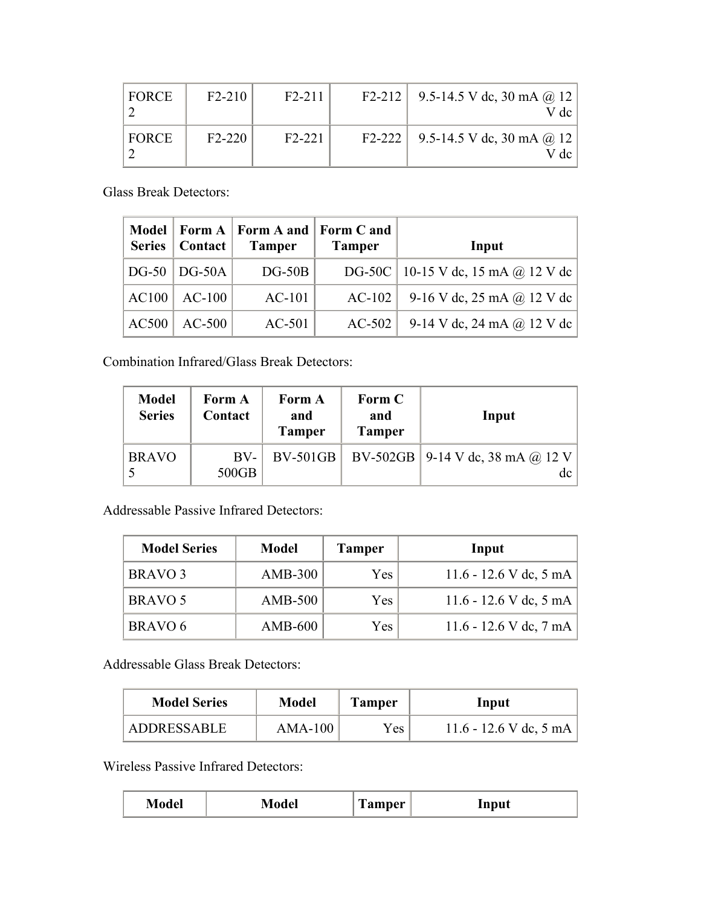| FORCE 2 | F2-210 | F2-211 | F2-212 | 9.5-14.5 V dc, 30 mA @ 12 V dc |
| --- | --- | --- | --- | --- |
| FORCE 2 | F2-220 | F2-221 | F2-222 | 9.5-14.5 V dc, 30 mA @ 12 V dc |

Glass Break Detectors:

| Model Series | Form A Contact | Form A and Tamper | Form C and Tamper | Input |
| --- | --- | --- | --- | --- |
| DG-50 | DG-50A | DG-50B | DG-50C | 10-15 V dc, 15 mA @ 12 V dc |
| AC100 | AC-100 | AC-101 | AC-102 | 9-16 V dc, 25 mA @ 12 V dc |
| AC500 | AC-500 | AC-501 | AC-502 | 9-14 V dc, 24 mA @ 12 V dc |

Combination Infrared/Glass Break Detectors:

| Model Series | Form A Contact | Form A and Tamper | Form C and Tamper | Input |
| --- | --- | --- | --- | --- |
| BRAVO 5 | BV-500GB | BV-501GB | BV-502GB | 9-14 V dc, 38 mA @ 12 V dc |

Addressable Passive Infrared Detectors:

| Model Series | Model | Tamper | Input |
| --- | --- | --- | --- |
| BRAVO 3 | AMB-300 | Yes | 11.6 - 12.6 V dc, 5 mA |
| BRAVO 5 | AMB-500 | Yes | 11.6 - 12.6 V dc, 5 mA |
| BRAVO 6 | AMB-600 | Yes | 11.6 - 12.6 V dc, 7 mA |

Addressable Glass Break Detectors:

| Model Series | Model | Tamper | Input |
| --- | --- | --- | --- |
| ADDRESSABLE | AMA-100 | Yes | 11.6 - 12.6 V dc, 5 mA |

Wireless Passive Infrared Detectors:

| Model | Model | Tamper | Input |
| --- | --- | --- | --- |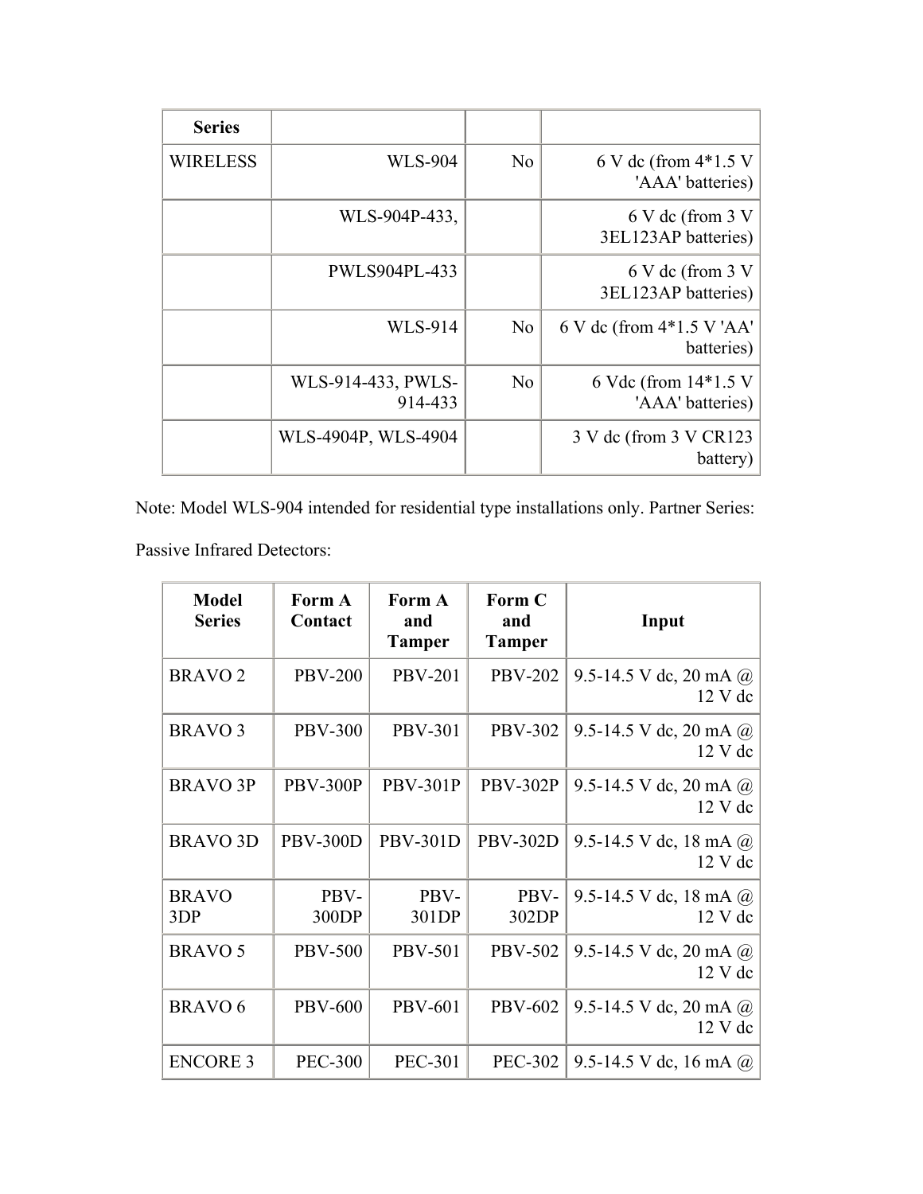| Series | | | |
|---|---|---|---|
| WIRELESS | WLS-904 | No | 6 V dc (from 4*1.5 V 'AAA' batteries) |
| | WLS-904P-433, | | 6 V dc (from 3 V 3EL123AP batteries) |
| | PWLS904PL-433 | | 6 V dc (from 3 V 3EL123AP batteries) |
| | WLS-914 | No | 6 V dc (from 4*1.5 V 'AA' batteries) |
| | WLS-914-433, PWLS-914-433 | No | 6 Vdc (from 14*1.5 V 'AAA' batteries) |
| | WLS-4904P, WLS-4904 | | 3 V dc (from 3 V CR123 battery) |

Note: Model WLS-904 intended for residential type installations only. Partner Series:

Passive Infrared Detectors:

| Model Series | Form A Contact | Form A and Tamper | Form C and Tamper | Input |
|---|---|---|---|---|
| BRAVO 2 | PBV-200 | PBV-201 | PBV-202 | 9.5-14.5 V dc, 20 mA @ 12 V dc |
| BRAVO 3 | PBV-300 | PBV-301 | PBV-302 | 9.5-14.5 V dc, 20 mA @ 12 V dc |
| BRAVO 3P | PBV-300P | PBV-301P | PBV-302P | 9.5-14.5 V dc, 20 mA @ 12 V dc |
| BRAVO 3D | PBV-300D | PBV-301D | PBV-302D | 9.5-14.5 V dc, 18 mA @ 12 V dc |
| BRAVO 3DP | PBV-300DP | PBV-301DP | PBV-302DP | 9.5-14.5 V dc, 18 mA @ 12 V dc |
| BRAVO 5 | PBV-500 | PBV-501 | PBV-502 | 9.5-14.5 V dc, 20 mA @ 12 V dc |
| BRAVO 6 | PBV-600 | PBV-601 | PBV-602 | 9.5-14.5 V dc, 20 mA @ 12 V dc |
| ENCORE 3 | PEC-300 | PEC-301 | PEC-302 | 9.5-14.5 V dc, 16 mA @ |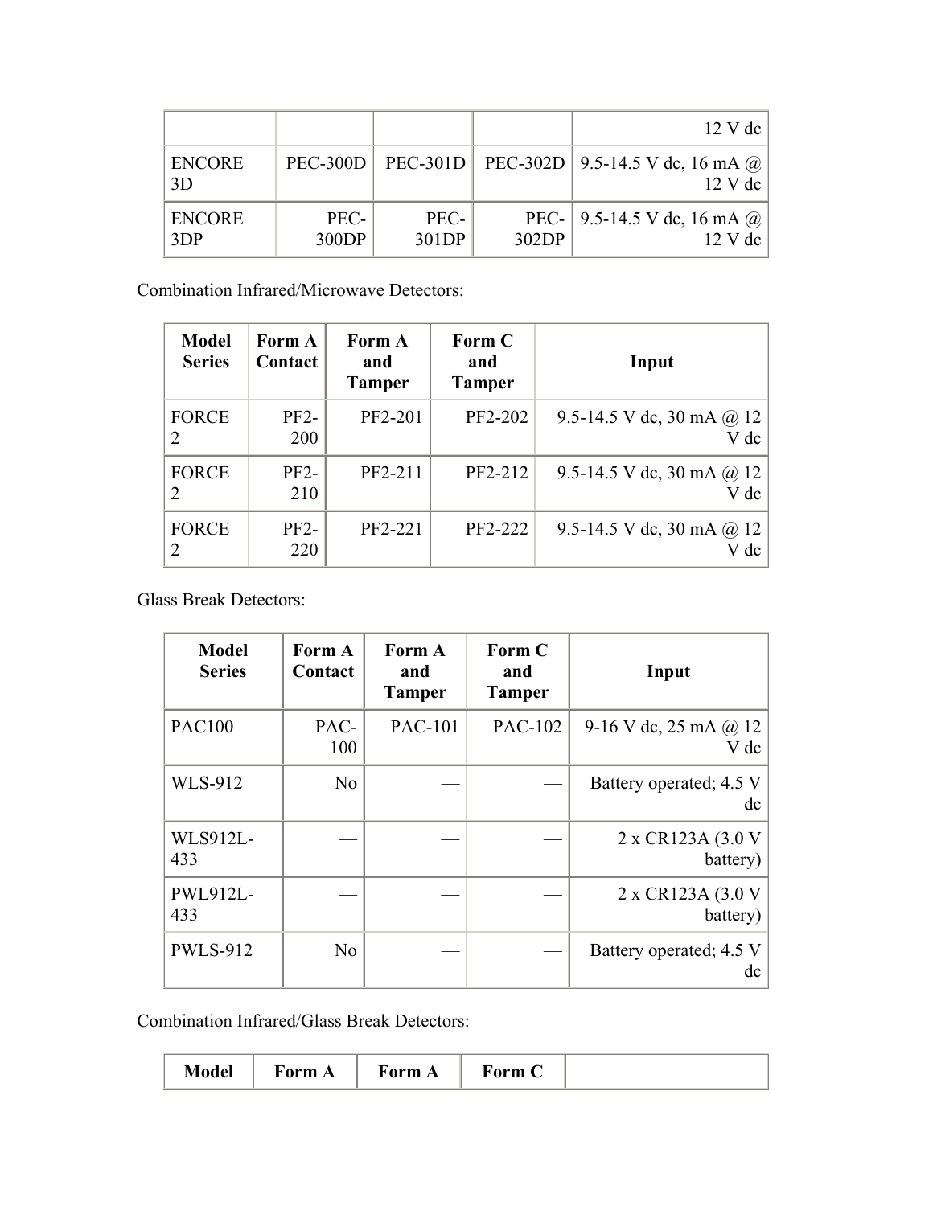| | | | | 12 V dc |
|---|---|---|---|---|
| ENCORE 3D | PEC-300D | PEC-301D | PEC-302D | 9.5-14.5 V dc, 16 mA @ 12 V dc |
| ENCORE 3DP | PEC-300DP | PEC-301DP | PEC-302DP | 9.5-14.5 V dc, 16 mA @ 12 V dc |

Combination Infrared/Microwave Detectors:

| Model Series | Form A Contact | Form A and Tamper | Form C and Tamper | Input |
|---|---|---|---|---|
| FORCE 2 | PF2-200 | PF2-201 | PF2-202 | 9.5-14.5 V dc, 30 mA @ 12 V dc |
| FORCE 2 | PF2-210 | PF2-211 | PF2-212 | 9.5-14.5 V dc, 30 mA @ 12 V dc |
| FORCE 2 | PF2-220 | PF2-221 | PF2-222 | 9.5-14.5 V dc, 30 mA @ 12 V dc |

Glass Break Detectors:

| Model Series | Form A Contact | Form A and Tamper | Form C and Tamper | Input |
|---|---|---|---|---|
| PAC100 | PAC-100 | PAC-101 | PAC-102 | 9-16 V dc, 25 mA @ 12 V dc |
| WLS-912 | No | — | — | Battery operated; 4.5 V dc |
| WLS912L-433 | — | — | — | 2 x CR123A (3.0 V battery) |
| PWL912L-433 | — | — | — | 2 x CR123A (3.0 V battery) |
| PWLS-912 | No | — | — | Battery operated; 4.5 V dc |

Combination Infrared/Glass Break Detectors:

| Model | Form A | Form A | Form C | |
|---|---|---|---|---|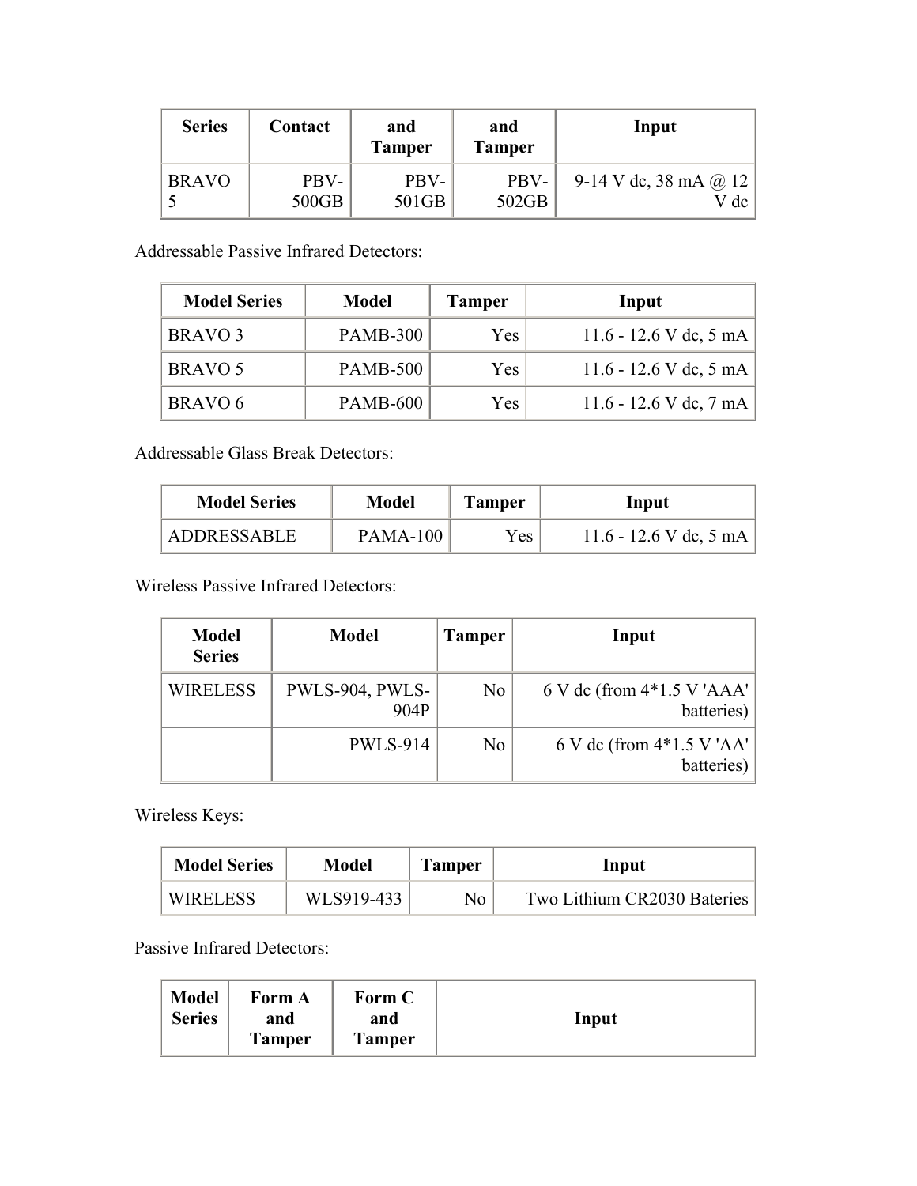| Series | Contact | and Tamper | and Tamper | Input |
| --- | --- | --- | --- | --- |
| BRAVO 5 | PBV-500GB | PBV-501GB | PBV-502GB | 9-14 V dc, 38 mA @ 12 V dc |

Addressable Passive Infrared Detectors:

| Model Series | Model | Tamper | Input |
| --- | --- | --- | --- |
| BRAVO 3 | PAMB-300 | Yes | 11.6 - 12.6 V dc, 5 mA |
| BRAVO 5 | PAMB-500 | Yes | 11.6 - 12.6 V dc, 5 mA |
| BRAVO 6 | PAMB-600 | Yes | 11.6 - 12.6 V dc, 7 mA |

Addressable Glass Break Detectors:

| Model Series | Model | Tamper | Input |
| --- | --- | --- | --- |
| ADDRESSABLE | PAMA-100 | Yes | 11.6 - 12.6 V dc, 5 mA |

Wireless Passive Infrared Detectors:

| Model Series | Model | Tamper | Input |
| --- | --- | --- | --- |
| WIRELESS | PWLS-904, PWLS-904P | No | 6 V dc (from 4*1.5 V 'AAA' batteries) |
| | PWLS-914 | No | 6 V dc (from 4*1.5 V 'AA' batteries) |

Wireless Keys:

| Model Series | Model | Tamper | Input |
| --- | --- | --- | --- |
| WIRELESS | WLS919-433 | No | Two Lithium CR2030 Bateries |

Passive Infrared Detectors:

| Model Series | Form A and Tamper | Form C and Tamper | Input |
| --- | --- | --- | --- |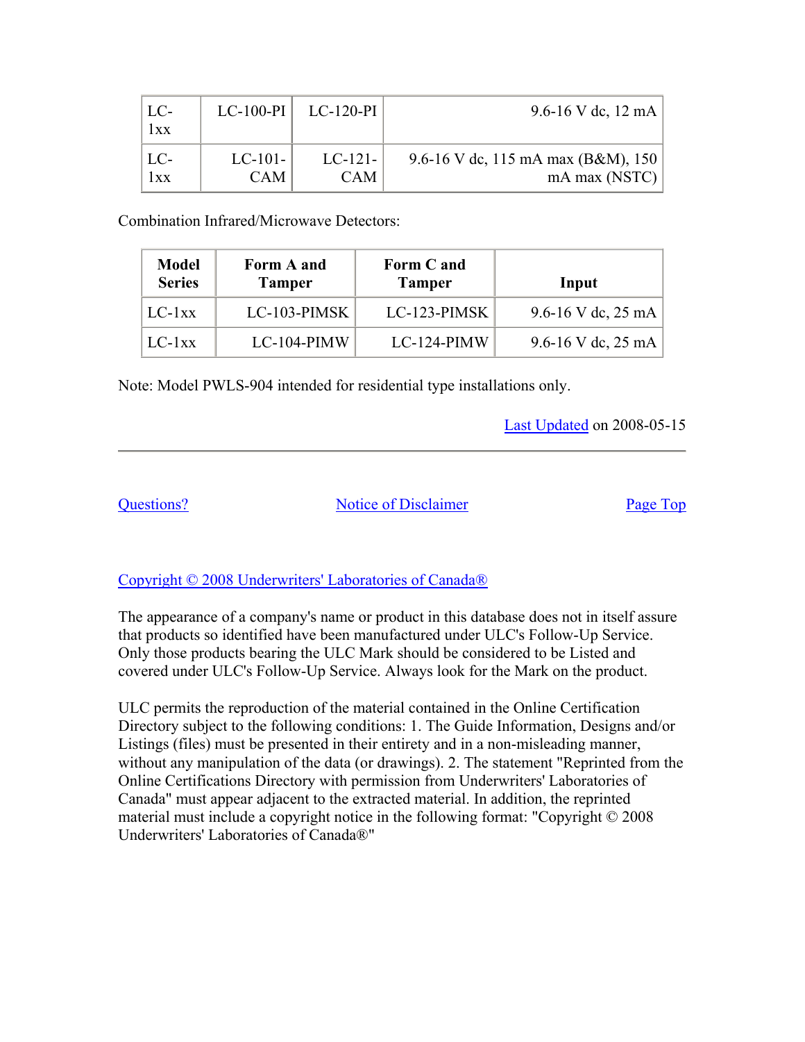| LC-1xx | LC-100-PI | LC-120-PI | 9.6-16 V dc, 12 mA |
|---|---|---|---|
| LC-1xx | LC-101-CAM | LC-121-CAM | 9.6-16 V dc, 115 mA max (B&M), 150 mA max (NSTC) |

Combination Infrared/Microwave Detectors:

| Model Series | Form A and Tamper | Form C and Tamper | Input |
|---|---|---|---|
| LC-1xx | LC-103-PIMSK | LC-123-PIMSK | 9.6-16 V dc, 25 mA |
| LC-1xx | LC-104-PIMW | LC-124-PIMW | 9.6-16 V dc, 25 mA |

Note: Model PWLS-904 intended for residential type installations only.

Last Updated on 2008-05-15

---

Questions? Notice of Disclaimer Page Top

Copyright © 2008 Underwriters' Laboratories of Canada®

The appearance of a company's name or product in this database does not in itself assure that products so identified have been manufactured under ULC's Follow-Up Service. Only those products bearing the ULC Mark should be considered to be Listed and covered under ULC's Follow-Up Service. Always look for the Mark on the product.

ULC permits the reproduction of the material contained in the Online Certification Directory subject to the following conditions: 1. The Guide Information, Designs and/or Listings (files) must be presented in their entirety and in a non-misleading manner, without any manipulation of the data (or drawings). 2. The statement "Reprinted from the Online Certifications Directory with permission from Underwriters' Laboratories of Canada" must appear adjacent to the extracted material. In addition, the reprinted material must include a copyright notice in the following format: "Copyright © 2008 Underwriters' Laboratories of Canada®"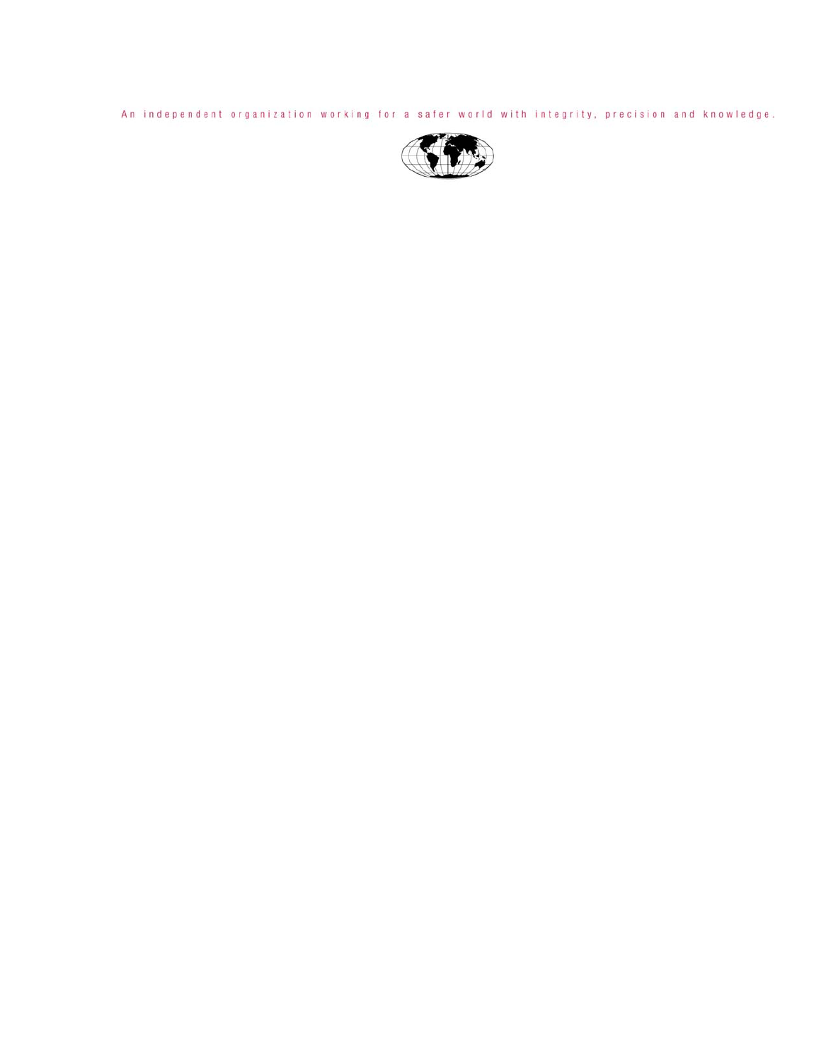An independent organization working for a safer world with integrity, precision and knowledge.